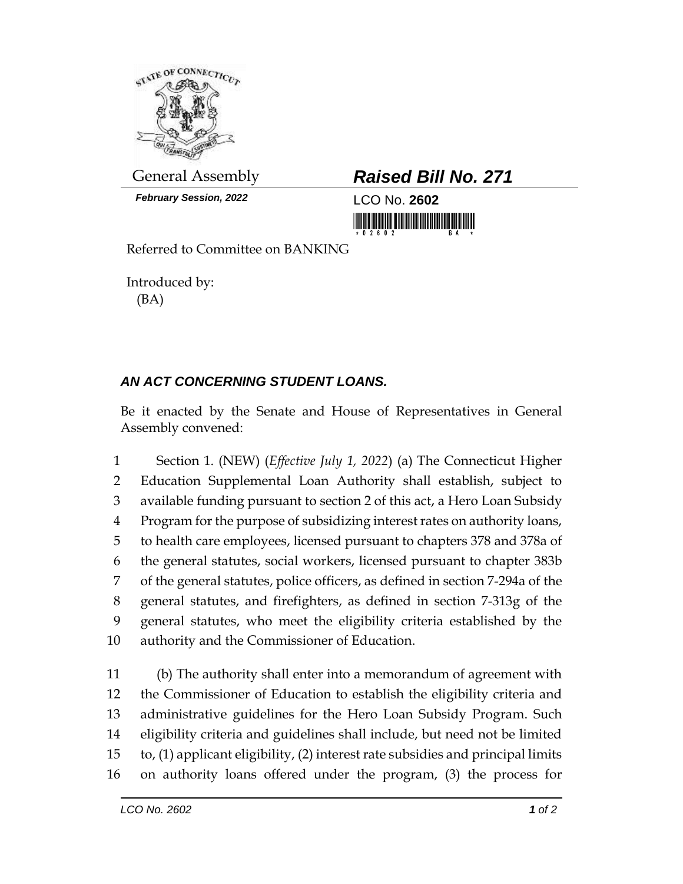General Assembly

***February Session, 2022***

# ***Raised Bill No. 271***

LCO No. **2602**

Referred to Committee on BANKING

Introduced by:
(BA)

## ***AN ACT CONCERNING STUDENT LOANS.***

Be it enacted by the Senate and House of Representatives in General Assembly convened:

1 Section 1. (NEW) (*Effective July 1, 2022*) (a) The Connecticut Higher
2 Education Supplemental Loan Authority shall establish, subject to
3 available funding pursuant to section 2 of this act, a Hero Loan Subsidy
4 Program for the purpose of subsidizing interest rates on authority loans,
5 to health care employees, licensed pursuant to chapters 378 and 378a of
6 the general statutes, social workers, licensed pursuant to chapter 383b
7 of the general statutes, police officers, as defined in section 7-294a of the
8 general statutes, and firefighters, as defined in section 7-313g of the
9 general statutes, who meet the eligibility criteria established by the
10 authority and the Commissioner of Education.

11 (b) The authority shall enter into a memorandum of agreement with
12 the Commissioner of Education to establish the eligibility criteria and
13 administrative guidelines for the Hero Loan Subsidy Program. Such
14 eligibility criteria and guidelines shall include, but need not be limited
15 to, (1) applicant eligibility, (2) interest rate subsidies and principal limits
16 on authority loans offered under the program, (3) the process for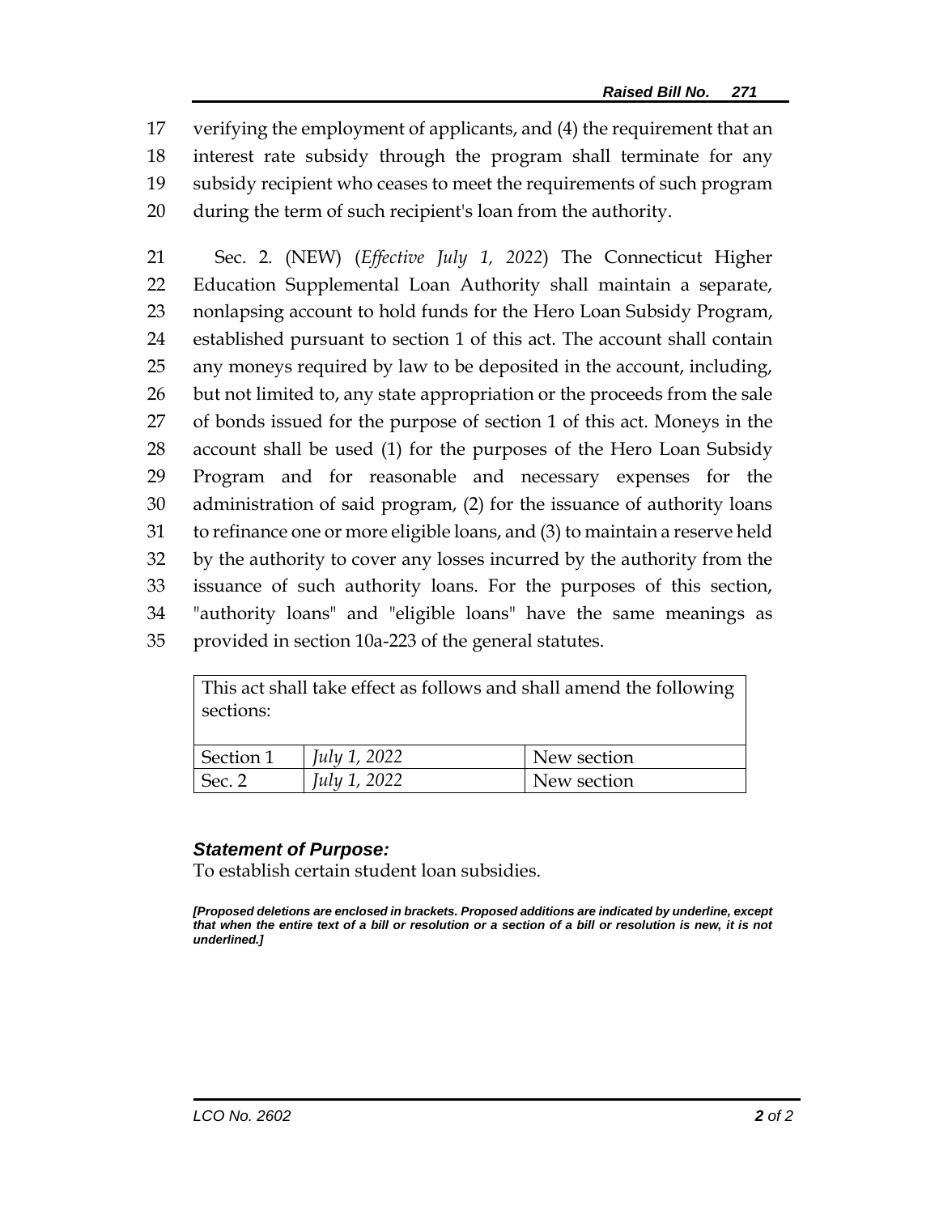verifying the employment of applicants, and (4) the requirement that an interest rate subsidy through the program shall terminate for any subsidy recipient who ceases to meet the requirements of such program during the term of such recipient's loan from the authority.

Sec. 2. (NEW) (*Effective July 1, 2022*) The Connecticut Higher Education Supplemental Loan Authority shall maintain a separate, nonlapsing account to hold funds for the Hero Loan Subsidy Program, established pursuant to section 1 of this act. The account shall contain any moneys required by law to be deposited in the account, including, but not limited to, any state appropriation or the proceeds from the sale of bonds issued for the purpose of section 1 of this act. Moneys in the account shall be used (1) for the purposes of the Hero Loan Subsidy Program and for reasonable and necessary expenses for the administration of said program, (2) for the issuance of authority loans to refinance one or more eligible loans, and (3) to maintain a reserve held by the authority to cover any losses incurred by the authority from the issuance of such authority loans. For the purposes of this section, "authority loans" and "eligible loans" have the same meanings as provided in section 10a-223 of the general statutes.

This act shall take effect as follows and shall amend the following sections:

| | | |
|---|---|---|
| Section 1 | *July 1, 2022* | New section |
| Sec. 2 | *July 1, 2022* | New section |

***Statement of Purpose:***

To establish certain student loan subsidies.

***[Proposed deletions are enclosed in brackets. Proposed additions are indicated by underline, except that when the entire text of a bill or resolution or a section of a bill or resolution is new, it is not underlined.]***